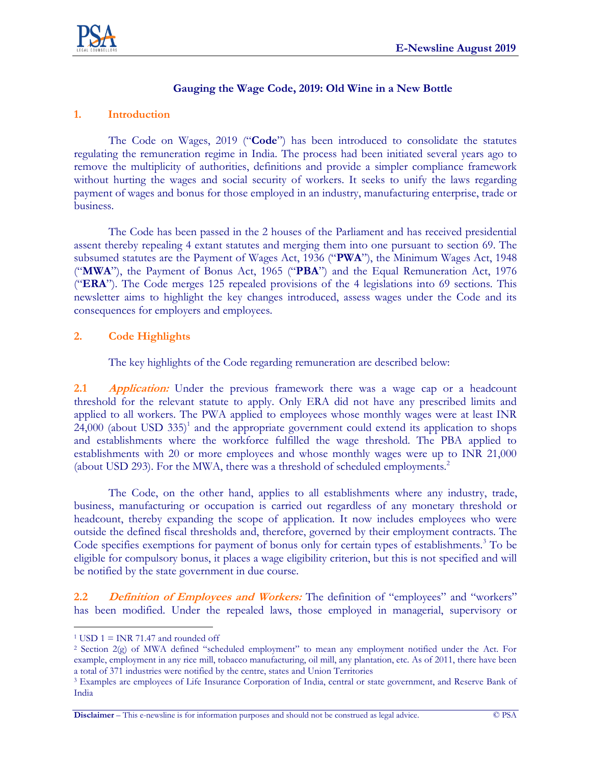## Gauging the Wage Code, 2019: Old Wine in a New Bottle

### 1. Introduction

The Code on Wages, 2019 ("**Code**") has been introduced to consolidate the statutes regulating the remuneration regime in India. The process had been initiated several years ago to remove the multiplicity of authorities, definitions and provide a simpler compliance framework without hurting the wages and social security of workers. It seeks to unify the laws regarding payment of wages and bonus for those employed in an industry, manufacturing enterprise, trade or business.

The Code has been passed in the 2 houses of the Parliament and has received presidential assent thereby repealing 4 extant statutes and merging them into one pursuant to section 69. The subsumed statutes are the Payment of Wages Act, 1936 ("**PWA**"), the Minimum Wages Act, 1948 ("**MWA**"), the Payment of Bonus Act, 1965 ("**PBA**") and the Equal Remuneration Act, 1976 ("**ERA**"). The Code merges 125 repealed provisions of the 4 legislations into 69 sections. This newsletter aims to highlight the key changes introduced, assess wages under the Code and its consequences for employers and employees.

### 2. Code Highlights

The key highlights of the Code regarding remuneration are described below:

**2.1** ***Application:*** Under the previous framework there was a wage cap or a headcount threshold for the relevant statute to apply. Only ERA did not have any prescribed limits and applied to all workers. The PWA applied to employees whose monthly wages were at least INR 24,000 (about USD 335)[1] and the appropriate government could extend its application to shops and establishments where the workforce fulfilled the wage threshold. The PBA applied to establishments with 20 or more employees and whose monthly wages were up to INR 21,000 (about USD 293). For the MWA, there was a threshold of scheduled employments.[2]

The Code, on the other hand, applies to all establishments where any industry, trade, business, manufacturing or occupation is carried out regardless of any monetary threshold or headcount, thereby expanding the scope of application. It now includes employees who were outside the defined fiscal thresholds and, therefore, governed by their employment contracts. The Code specifies exemptions for payment of bonus only for certain types of establishments.[3] To be eligible for compulsory bonus, it places a wage eligibility criterion, but this is not specified and will be notified by the state government in due course.

**2.2** ***Definition of Employees and Workers:*** The definition of "employees" and "workers" has been modified. Under the repealed laws, those employed in managerial, supervisory or

---

[1] USD 1 = INR 71.47 and rounded off

[2] Section 2(g) of MWA defined "scheduled employment" to mean any employment notified under the Act. For example, employment in any rice mill, tobacco manufacturing, oil mill, any plantation, etc. As of 2011, there have been a total of 371 industries were notified by the centre, states and Union Territories

[3] Examples are employees of Life Insurance Corporation of India, central or state government, and Reserve Bank of India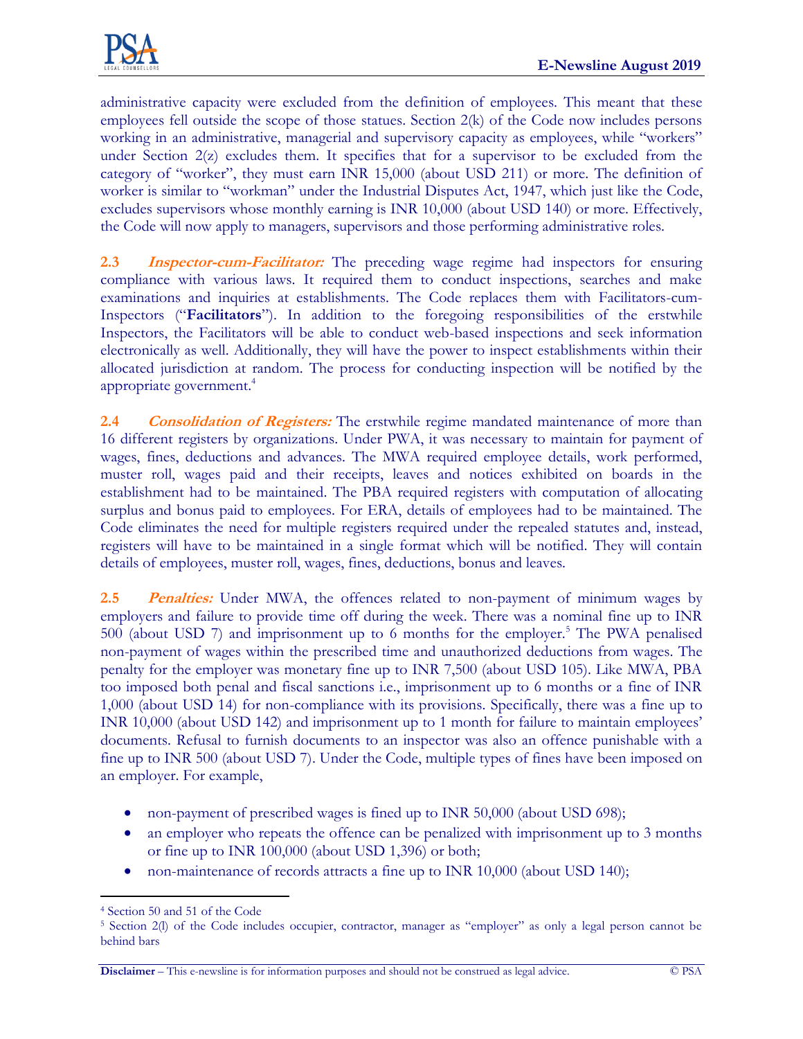administrative capacity were excluded from the definition of employees. This meant that these employees fell outside the scope of those statues. Section 2(k) of the Code now includes persons working in an administrative, managerial and supervisory capacity as employees, while "workers" under Section 2(z) excludes them. It specifies that for a supervisor to be excluded from the category of "worker", they must earn INR 15,000 (about USD 211) or more. The definition of worker is similar to "workman" under the Industrial Disputes Act, 1947, which just like the Code, excludes supervisors whose monthly earning is INR 10,000 (about USD 140) or more. Effectively, the Code will now apply to managers, supervisors and those performing administrative roles.

**2.3** ***Inspector-cum-Facilitator:*** The preceding wage regime had inspectors for ensuring compliance with various laws. It required them to conduct inspections, searches and make examinations and inquiries at establishments. The Code replaces them with Facilitators-cum-Inspectors ("**Facilitators**"). In addition to the foregoing responsibilities of the erstwhile Inspectors, the Facilitators will be able to conduct web-based inspections and seek information electronically as well. Additionally, they will have the power to inspect establishments within their allocated jurisdiction at random. The process for conducting inspection will be notified by the appropriate government.[4]

**2.4** ***Consolidation of Registers:*** The erstwhile regime mandated maintenance of more than 16 different registers by organizations. Under PWA, it was necessary to maintain for payment of wages, fines, deductions and advances. The MWA required employee details, work performed, muster roll, wages paid and their receipts, leaves and notices exhibited on boards in the establishment had to be maintained. The PBA required registers with computation of allocating surplus and bonus paid to employees. For ERA, details of employees had to be maintained. The Code eliminates the need for multiple registers required under the repealed statutes and, instead, registers will have to be maintained in a single format which will be notified. They will contain details of employees, muster roll, wages, fines, deductions, bonus and leaves.

**2.5** ***Penalties:*** Under MWA, the offences related to non-payment of minimum wages by employers and failure to provide time off during the week. There was a nominal fine up to INR 500 (about USD 7) and imprisonment up to 6 months for the employer.[5] The PWA penalised non-payment of wages within the prescribed time and unauthorized deductions from wages. The penalty for the employer was monetary fine up to INR 7,500 (about USD 105). Like MWA, PBA too imposed both penal and fiscal sanctions i.e., imprisonment up to 6 months or a fine of INR 1,000 (about USD 14) for non-compliance with its provisions. Specifically, there was a fine up to INR 10,000 (about USD 142) and imprisonment up to 1 month for failure to maintain employees' documents. Refusal to furnish documents to an inspector was also an offence punishable with a fine up to INR 500 (about USD 7). Under the Code, multiple types of fines have been imposed on an employer. For example,

- non-payment of prescribed wages is fined up to INR 50,000 (about USD 698);
- an employer who repeats the offence can be penalized with imprisonment up to 3 months or fine up to INR 100,000 (about USD 1,396) or both;
- non-maintenance of records attracts a fine up to INR 10,000 (about USD 140);

---

[4] Section 50 and 51 of the Code

[5] Section 2(l) of the Code includes occupier, contractor, manager as "employer" as only a legal person cannot be behind bars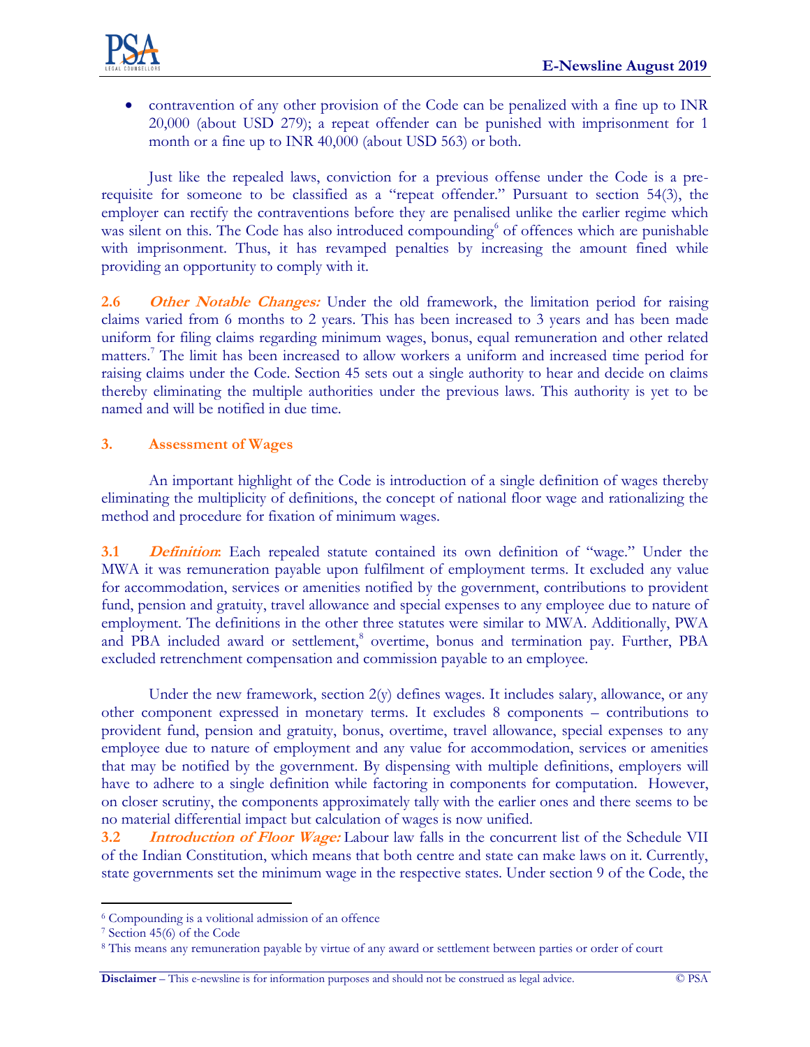- contravention of any other provision of the Code can be penalized with a fine up to INR 20,000 (about USD 279); a repeat offender can be punished with imprisonment for 1 month or a fine up to INR 40,000 (about USD 563) or both.

Just like the repealed laws, conviction for a previous offense under the Code is a pre-requisite for someone to be classified as a "repeat offender." Pursuant to section 54(3), the employer can rectify the contraventions before they are penalised unlike the earlier regime which was silent on this. The Code has also introduced compounding[6] of offences which are punishable with imprisonment. Thus, it has revamped penalties by increasing the amount fined while providing an opportunity to comply with it.

**2.6 *Other Notable Changes:*** Under the old framework, the limitation period for raising claims varied from 6 months to 2 years. This has been increased to 3 years and has been made uniform for filing claims regarding minimum wages, bonus, equal remuneration and other related matters.[7] The limit has been increased to allow workers a uniform and increased time period for raising claims under the Code. Section 45 sets out a single authority to hear and decide on claims thereby eliminating the multiple authorities under the previous laws. This authority is yet to be named and will be notified in due time.

## 3. Assessment of Wages

An important highlight of the Code is introduction of a single definition of wages thereby eliminating the multiplicity of definitions, the concept of national floor wage and rationalizing the method and procedure for fixation of minimum wages.

**3.1 *Definition*:** Each repealed statute contained its own definition of "wage." Under the MWA it was remuneration payable upon fulfilment of employment terms. It excluded any value for accommodation, services or amenities notified by the government, contributions to provident fund, pension and gratuity, travel allowance and special expenses to any employee due to nature of employment. The definitions in the other three statutes were similar to MWA. Additionally, PWA and PBA included award or settlement,[8] overtime, bonus and termination pay. Further, PBA excluded retrenchment compensation and commission payable to an employee.

Under the new framework, section 2(y) defines wages. It includes salary, allowance, or any other component expressed in monetary terms. It excludes 8 components – contributions to provident fund, pension and gratuity, bonus, overtime, travel allowance, special expenses to any employee due to nature of employment and any value for accommodation, services or amenities that may be notified by the government. By dispensing with multiple definitions, employers will have to adhere to a single definition while factoring in components for computation. However, on closer scrutiny, the components approximately tally with the earlier ones and there seems to be no material differential impact but calculation of wages is now unified.

**3.2 *Introduction of Floor Wage:*** Labour law falls in the concurrent list of the Schedule VII of the Indian Constitution, which means that both centre and state can make laws on it. Currently, state governments set the minimum wage in the respective states. Under section 9 of the Code, the

---

[6] Compounding is a volitional admission of an offence

[7] Section 45(6) of the Code

[8] This means any remuneration payable by virtue of any award or settlement between parties or order of court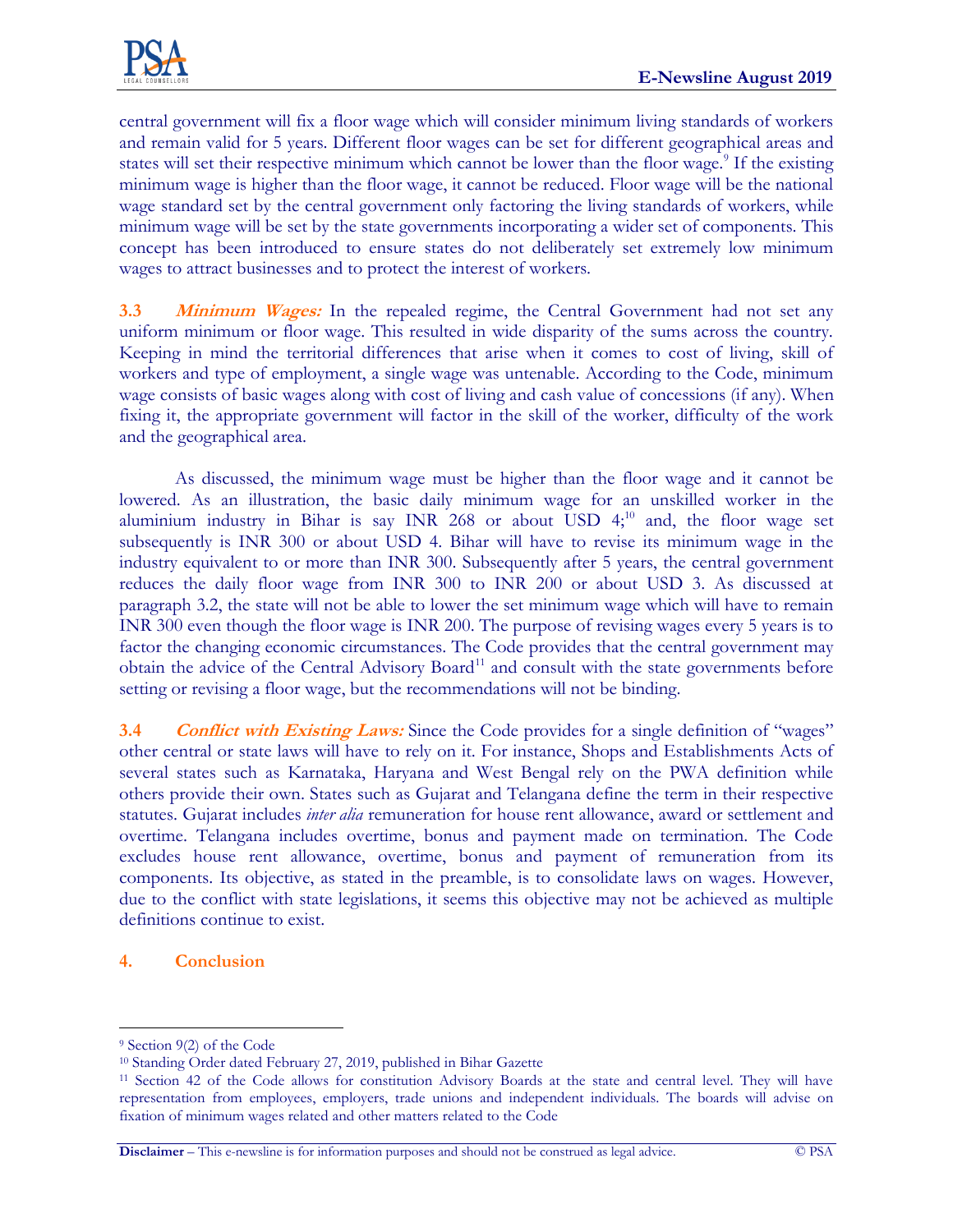central government will fix a floor wage which will consider minimum living standards of workers and remain valid for 5 years. Different floor wages can be set for different geographical areas and states will set their respective minimum which cannot be lower than the floor wage.[9] If the existing minimum wage is higher than the floor wage, it cannot be reduced. Floor wage will be the national wage standard set by the central government only factoring the living standards of workers, while minimum wage will be set by the state governments incorporating a wider set of components. This concept has been introduced to ensure states do not deliberately set extremely low minimum wages to attract businesses and to protect the interest of workers.

**3.3** ***Minimum Wages:*** In the repealed regime, the Central Government had not set any uniform minimum or floor wage. This resulted in wide disparity of the sums across the country. Keeping in mind the territorial differences that arise when it comes to cost of living, skill of workers and type of employment, a single wage was untenable. According to the Code, minimum wage consists of basic wages along with cost of living and cash value of concessions (if any). When fixing it, the appropriate government will factor in the skill of the worker, difficulty of the work and the geographical area.

As discussed, the minimum wage must be higher than the floor wage and it cannot be lowered. As an illustration, the basic daily minimum wage for an unskilled worker in the aluminium industry in Bihar is say INR 268 or about USD 4;[10] and, the floor wage set subsequently is INR 300 or about USD 4. Bihar will have to revise its minimum wage in the industry equivalent to or more than INR 300. Subsequently after 5 years, the central government reduces the daily floor wage from INR 300 to INR 200 or about USD 3. As discussed at paragraph 3.2, the state will not be able to lower the set minimum wage which will have to remain INR 300 even though the floor wage is INR 200. The purpose of revising wages every 5 years is to factor the changing economic circumstances. The Code provides that the central government may obtain the advice of the Central Advisory Board[11] and consult with the state governments before setting or revising a floor wage, but the recommendations will not be binding.

**3.4** ***Conflict with Existing Laws:*** Since the Code provides for a single definition of "wages" other central or state laws will have to rely on it. For instance, Shops and Establishments Acts of several states such as Karnataka, Haryana and West Bengal rely on the PWA definition while others provide their own. States such as Gujarat and Telangana define the term in their respective statutes. Gujarat includes *inter alia* remuneration for house rent allowance, award or settlement and overtime. Telangana includes overtime, bonus and payment made on termination. The Code excludes house rent allowance, overtime, bonus and payment of remuneration from its components. Its objective, as stated in the preamble, is to consolidate laws on wages. However, due to the conflict with state legislations, it seems this objective may not be achieved as multiple definitions continue to exist.

## 4. Conclusion

---

[9] Section 9(2) of the Code

[10] Standing Order dated February 27, 2019, published in Bihar Gazette

[11] Section 42 of the Code allows for constitution Advisory Boards at the state and central level. They will have representation from employees, employers, trade unions and independent individuals. The boards will advise on fixation of minimum wages related and other matters related to the Code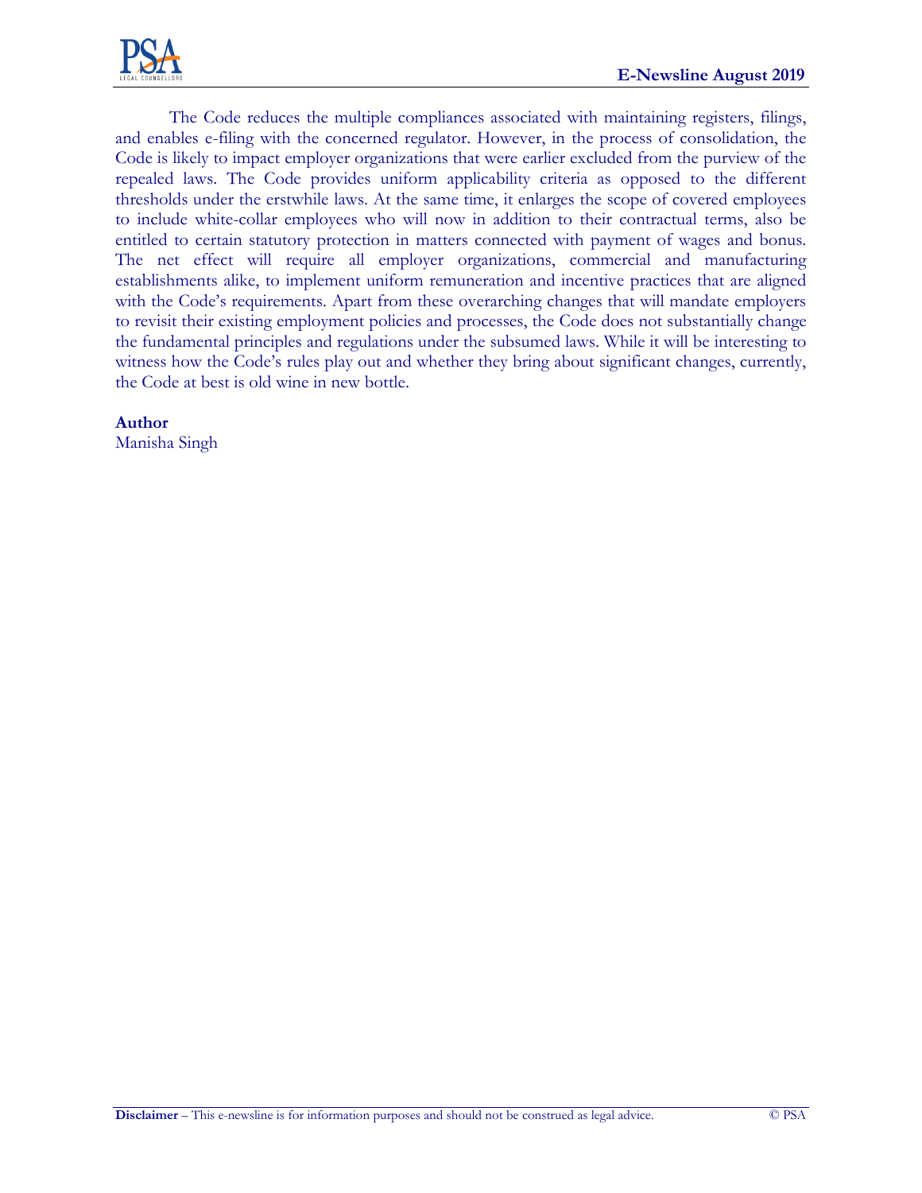The Code reduces the multiple compliances associated with maintaining registers, filings, and enables e-filing with the concerned regulator. However, in the process of consolidation, the Code is likely to impact employer organizations that were earlier excluded from the purview of the repealed laws. The Code provides uniform applicability criteria as opposed to the different thresholds under the erstwhile laws. At the same time, it enlarges the scope of covered employees to include white-collar employees who will now in addition to their contractual terms, also be entitled to certain statutory protection in matters connected with payment of wages and bonus. The net effect will require all employer organizations, commercial and manufacturing establishments alike, to implement uniform remuneration and incentive practices that are aligned with the Code's requirements. Apart from these overarching changes that will mandate employers to revisit their existing employment policies and processes, the Code does not substantially change the fundamental principles and regulations under the subsumed laws. While it will be interesting to witness how the Code's rules play out and whether they bring about significant changes, currently, the Code at best is old wine in new bottle.

**Author**
Manisha Singh

**Disclaimer** – This e-newsline is for information purposes and should not be construed as legal advice. © PSA